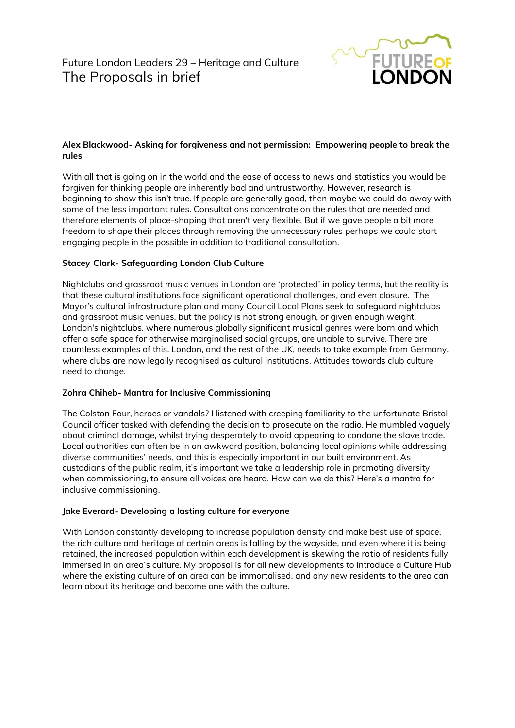# Future London Leaders 29 – Heritage and Culture
## The Proposals in brief

**Alex Blackwood- Asking for forgiveness and not permission: Empowering people to break the rules**

With all that is going on in the world and the ease of access to news and statistics you would be forgiven for thinking people are inherently bad and untrustworthy. However, research is beginning to show this isn't true. If people are generally good, then maybe we could do away with some of the less important rules. Consultations concentrate on the rules that are needed and therefore elements of place-shaping that aren't very flexible. But if we gave people a bit more freedom to shape their places through removing the unnecessary rules perhaps we could start engaging people in the possible in addition to traditional consultation.

**Stacey Clark- Safeguarding London Club Culture**

Nightclubs and grassroot music venues in London are 'protected' in policy terms, but the reality is that these cultural institutions face significant operational challenges, and even closure. The Mayor's cultural infrastructure plan and many Council Local Plans seek to safeguard nightclubs and grassroot music venues, but the policy is not strong enough, or given enough weight. London's nightclubs, where numerous globally significant musical genres were born and which offer a safe space for otherwise marginalised social groups, are unable to survive. There are countless examples of this. London, and the rest of the UK, needs to take example from Germany, where clubs are now legally recognised as cultural institutions. Attitudes towards club culture need to change.

**Zohra Chiheb- Mantra for Inclusive Commissioning**

The Colston Four, heroes or vandals? I listened with creeping familiarity to the unfortunate Bristol Council officer tasked with defending the decision to prosecute on the radio. He mumbled vaguely about criminal damage, whilst trying desperately to avoid appearing to condone the slave trade. Local authorities can often be in an awkward position, balancing local opinions while addressing diverse communities' needs, and this is especially important in our built environment. As custodians of the public realm, it's important we take a leadership role in promoting diversity when commissioning, to ensure all voices are heard. How can we do this? Here's a mantra for inclusive commissioning.

**Jake Everard- Developing a lasting culture for everyone**

With London constantly developing to increase population density and make best use of space, the rich culture and heritage of certain areas is falling by the wayside, and even where it is being retained, the increased population within each development is skewing the ratio of residents fully immersed in an area's culture. My proposal is for all new developments to introduce a Culture Hub where the existing culture of an area can be immortalised, and any new residents to the area can learn about its heritage and become one with the culture.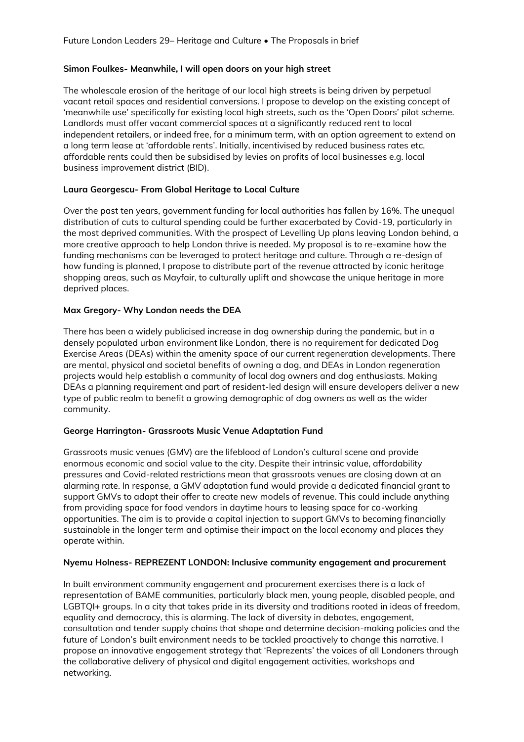### Simon Foulkes- Meanwhile, I will open doors on your high street

The wholescale erosion of the heritage of our local high streets is being driven by perpetual vacant retail spaces and residential conversions. I propose to develop on the existing concept of 'meanwhile use' specifically for existing local high streets, such as the 'Open Doors' pilot scheme. Landlords must offer vacant commercial spaces at a significantly reduced rent to local independent retailers, or indeed free, for a minimum term, with an option agreement to extend on a long term lease at 'affordable rents'. Initially, incentivised by reduced business rates etc, affordable rents could then be subsidised by levies on profits of local businesses e.g. local business improvement district (BID).

### Laura Georgescu- From Global Heritage to Local Culture

Over the past ten years, government funding for local authorities has fallen by 16%. The unequal distribution of cuts to cultural spending could be further exacerbated by Covid-19, particularly in the most deprived communities. With the prospect of Levelling Up plans leaving London behind, a more creative approach to help London thrive is needed. My proposal is to re-examine how the funding mechanisms can be leveraged to protect heritage and culture. Through a re-design of how funding is planned, I propose to distribute part of the revenue attracted by iconic heritage shopping areas, such as Mayfair, to culturally uplift and showcase the unique heritage in more deprived places.

### Max Gregory- Why London needs the DEA

There has been a widely publicised increase in dog ownership during the pandemic, but in a densely populated urban environment like London, there is no requirement for dedicated Dog Exercise Areas (DEAs) within the amenity space of our current regeneration developments. There are mental, physical and societal benefits of owning a dog, and DEAs in London regeneration projects would help establish a community of local dog owners and dog enthusiasts. Making DEAs a planning requirement and part of resident-led design will ensure developers deliver a new type of public realm to benefit a growing demographic of dog owners as well as the wider community.

### George Harrington- Grassroots Music Venue Adaptation Fund

Grassroots music venues (GMV) are the lifeblood of London's cultural scene and provide enormous economic and social value to the city. Despite their intrinsic value, affordability pressures and Covid-related restrictions mean that grassroots venues are closing down at an alarming rate. In response, a GMV adaptation fund would provide a dedicated financial grant to support GMVs to adapt their offer to create new models of revenue. This could include anything from providing space for food vendors in daytime hours to leasing space for co-working opportunities. The aim is to provide a capital injection to support GMVs to becoming financially sustainable in the longer term and optimise their impact on the local economy and places they operate within.

### Nyemu Holness- REPREZENT LONDON: Inclusive community engagement and procurement

In built environment community engagement and procurement exercises there is a lack of representation of BAME communities, particularly black men, young people, disabled people, and LGBTQI+ groups. In a city that takes pride in its diversity and traditions rooted in ideas of freedom, equality and democracy, this is alarming. The lack of diversity in debates, engagement, consultation and tender supply chains that shape and determine decision-making policies and the future of London's built environment needs to be tackled proactively to change this narrative. I propose an innovative engagement strategy that 'Reprezents' the voices of all Londoners through the collaborative delivery of physical and digital engagement activities, workshops and networking.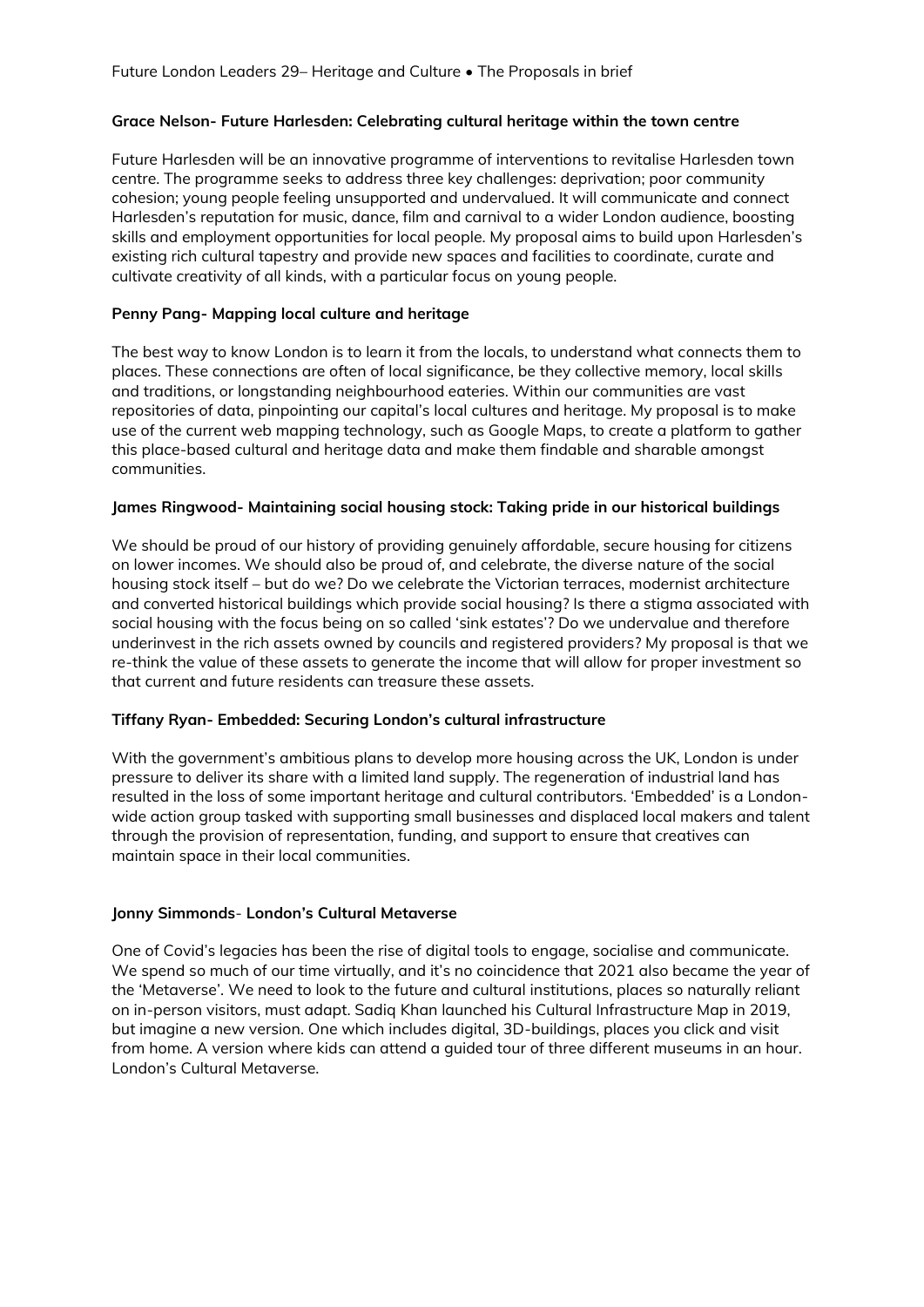**Grace Nelson- Future Harlesden: Celebrating cultural heritage within the town centre**

Future Harlesden will be an innovative programme of interventions to revitalise Harlesden town centre. The programme seeks to address three key challenges: deprivation; poor community cohesion; young people feeling unsupported and undervalued. It will communicate and connect Harlesden's reputation for music, dance, film and carnival to a wider London audience, boosting skills and employment opportunities for local people. My proposal aims to build upon Harlesden's existing rich cultural tapestry and provide new spaces and facilities to coordinate, curate and cultivate creativity of all kinds, with a particular focus on young people.

**Penny Pang- Mapping local culture and heritage**

The best way to know London is to learn it from the locals, to understand what connects them to places. These connections are often of local significance, be they collective memory, local skills and traditions, or longstanding neighbourhood eateries. Within our communities are vast repositories of data, pinpointing our capital's local cultures and heritage. My proposal is to make use of the current web mapping technology, such as Google Maps, to create a platform to gather this place-based cultural and heritage data and make them findable and sharable amongst communities.

**James Ringwood- Maintaining social housing stock: Taking pride in our historical buildings**

We should be proud of our history of providing genuinely affordable, secure housing for citizens on lower incomes. We should also be proud of, and celebrate, the diverse nature of the social housing stock itself – but do we? Do we celebrate the Victorian terraces, modernist architecture and converted historical buildings which provide social housing? Is there a stigma associated with social housing with the focus being on so called 'sink estates'? Do we undervalue and therefore underinvest in the rich assets owned by councils and registered providers? My proposal is that we re-think the value of these assets to generate the income that will allow for proper investment so that current and future residents can treasure these assets.

**Tiffany Ryan- Embedded: Securing London's cultural infrastructure**

With the government's ambitious plans to develop more housing across the UK, London is under pressure to deliver its share with a limited land supply. The regeneration of industrial land has resulted in the loss of some important heritage and cultural contributors. 'Embedded' is a London-wide action group tasked with supporting small businesses and displaced local makers and talent through the provision of representation, funding, and support to ensure that creatives can maintain space in their local communities.

**Jonny Simmonds- London's Cultural Metaverse**

One of Covid's legacies has been the rise of digital tools to engage, socialise and communicate. We spend so much of our time virtually, and it's no coincidence that 2021 also became the year of the 'Metaverse'. We need to look to the future and cultural institutions, places so naturally reliant on in-person visitors, must adapt. Sadiq Khan launched his Cultural Infrastructure Map in 2019, but imagine a new version. One which includes digital, 3D-buildings, places you click and visit from home. A version where kids can attend a guided tour of three different museums in an hour. London's Cultural Metaverse.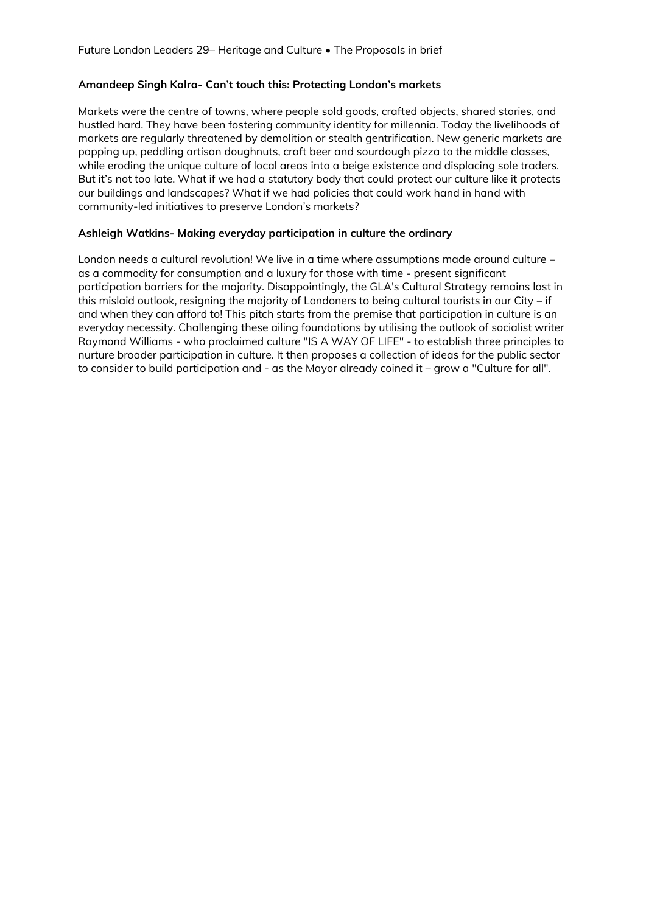**Amandeep Singh Kalra- Can't touch this: Protecting London's markets**

Markets were the centre of towns, where people sold goods, crafted objects, shared stories, and hustled hard. They have been fostering community identity for millennia. Today the livelihoods of markets are regularly threatened by demolition or stealth gentrification. New generic markets are popping up, peddling artisan doughnuts, craft beer and sourdough pizza to the middle classes, while eroding the unique culture of local areas into a beige existence and displacing sole traders. But it's not too late. What if we had a statutory body that could protect our culture like it protects our buildings and landscapes? What if we had policies that could work hand in hand with community-led initiatives to preserve London's markets?

**Ashleigh Watkins- Making everyday participation in culture the ordinary**

London needs a cultural revolution! We live in a time where assumptions made around culture – as a commodity for consumption and a luxury for those with time - present significant participation barriers for the majority. Disappointingly, the GLA's Cultural Strategy remains lost in this mislaid outlook, resigning the majority of Londoners to being cultural tourists in our City – if and when they can afford to! This pitch starts from the premise that participation in culture is an everyday necessity. Challenging these ailing foundations by utilising the outlook of socialist writer Raymond Williams - who proclaimed culture "IS A WAY OF LIFE" - to establish three principles to nurture broader participation in culture. It then proposes a collection of ideas for the public sector to consider to build participation and - as the Mayor already coined it – grow a "Culture for all".